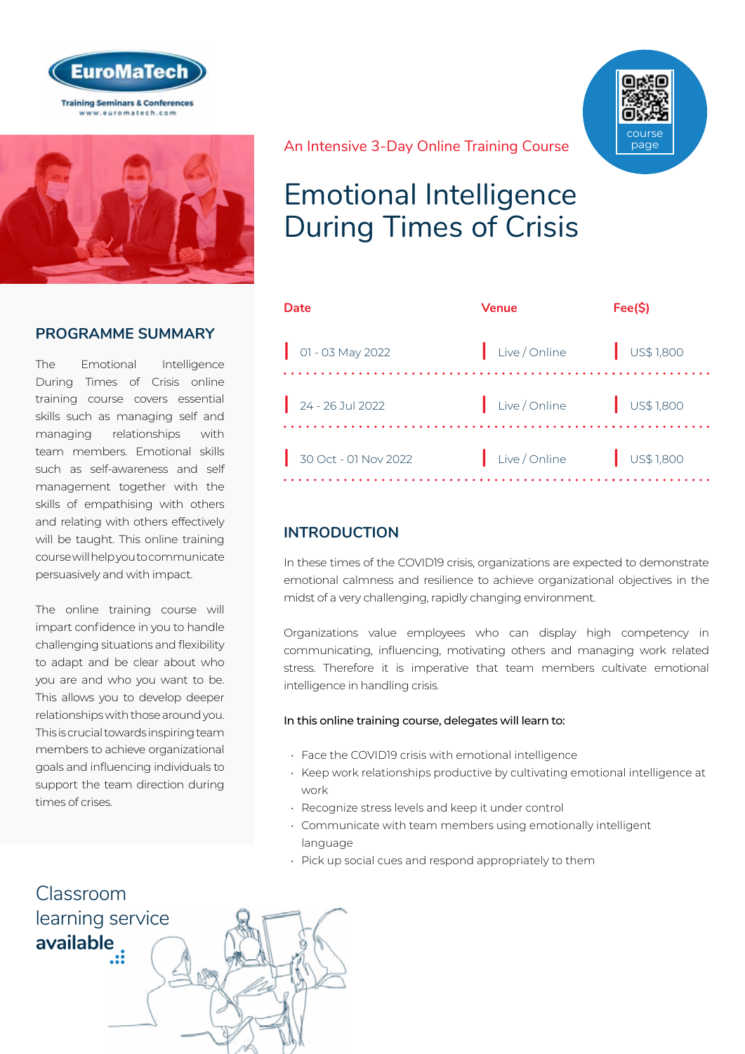EuroMaTech

Training Seminars & Conferences
www.euromatech.com

course page

An Intensive 3-Day Online Training Course

# Emotional Intelligence During Times of Crisis

| Date | Venue | Fee($) |
|---|---|---|
| 01 - 03 May 2022 | Live / Online | US$ 1,800 |
| 24 - 26 Jul 2022 | Live / Online | US$ 1,800 |
| 30 Oct - 01 Nov 2022 | Live / Online | US$ 1,800 |

## PROGRAMME SUMMARY

The Emotional Intelligence During Times of Crisis online training course covers essential skills such as managing self and managing relationships with team members. Emotional skills such as self-awareness and self management together with the skills of empathising with others and relating with others effectively will be taught. This online training course will help you to communicate persuasively and with impact.

The online training course will impart confidence in you to handle challenging situations and flexibility to adapt and be clear about who you are and who you want to be. This allows you to develop deeper relationships with those around you. This is crucial towards inspiring team members to achieve organizational goals and influencing individuals to support the team direction during times of crises.

## INTRODUCTION

In these times of the COVID19 crisis, organizations are expected to demonstrate emotional calmness and resilience to achieve organizational objectives in the midst of a very challenging, rapidly changing environment.

Organizations value employees who can display high competency in communicating, influencing, motivating others and managing work related stress. Therefore it is imperative that team members cultivate emotional intelligence in handling crisis.

In this online training course, delegates will learn to:

- Face the COVID19 crisis with emotional intelligence
- Keep work relationships productive by cultivating emotional intelligence at work
- Recognize stress levels and keep it under control
- Communicate with team members using emotionally intelligent language
- Pick up social cues and respond appropriately to them

Classroom learning service **available**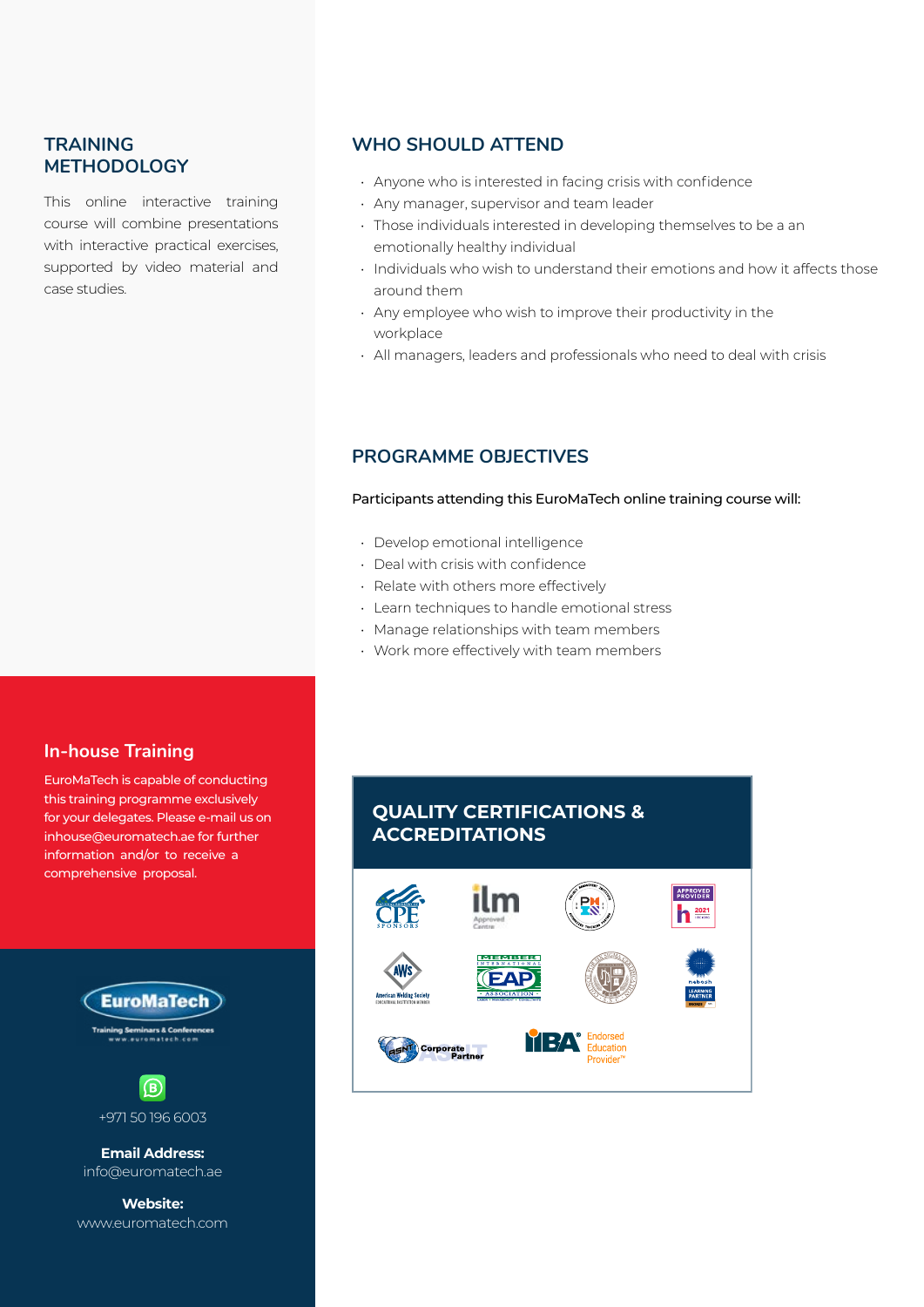## TRAINING METHODOLOGY

This online interactive training course will combine presentations with interactive practical exercises, supported by video material and case studies.

## WHO SHOULD ATTEND

- Anyone who is interested in facing crisis with confidence
- Any manager, supervisor and team leader
- Those individuals interested in developing themselves to be a an emotionally healthy individual
- Individuals who wish to understand their emotions and how it affects those around them
- Any employee who wish to improve their productivity in the workplace
- All managers, leaders and professionals who need to deal with crisis

## PROGRAMME OBJECTIVES

Participants attending this EuroMaTech online training course will:

- Develop emotional intelligence
- Deal with crisis with confidence
- Relate with others more effectively
- Learn techniques to handle emotional stress
- Manage relationships with team members
- Work more effectively with team members

## In-house Training

EuroMaTech is capable of conducting this training programme exclusively for your delegates. Please e-mail us on inhouse@euromatech.ae for further information and/or to receive a comprehensive proposal.

## QUALITY CERTIFICATIONS & ACCREDITATIONS

+971 50 196 6003

**Email Address:**
info@euromatech.ae

**Website:**
www.euromatech.com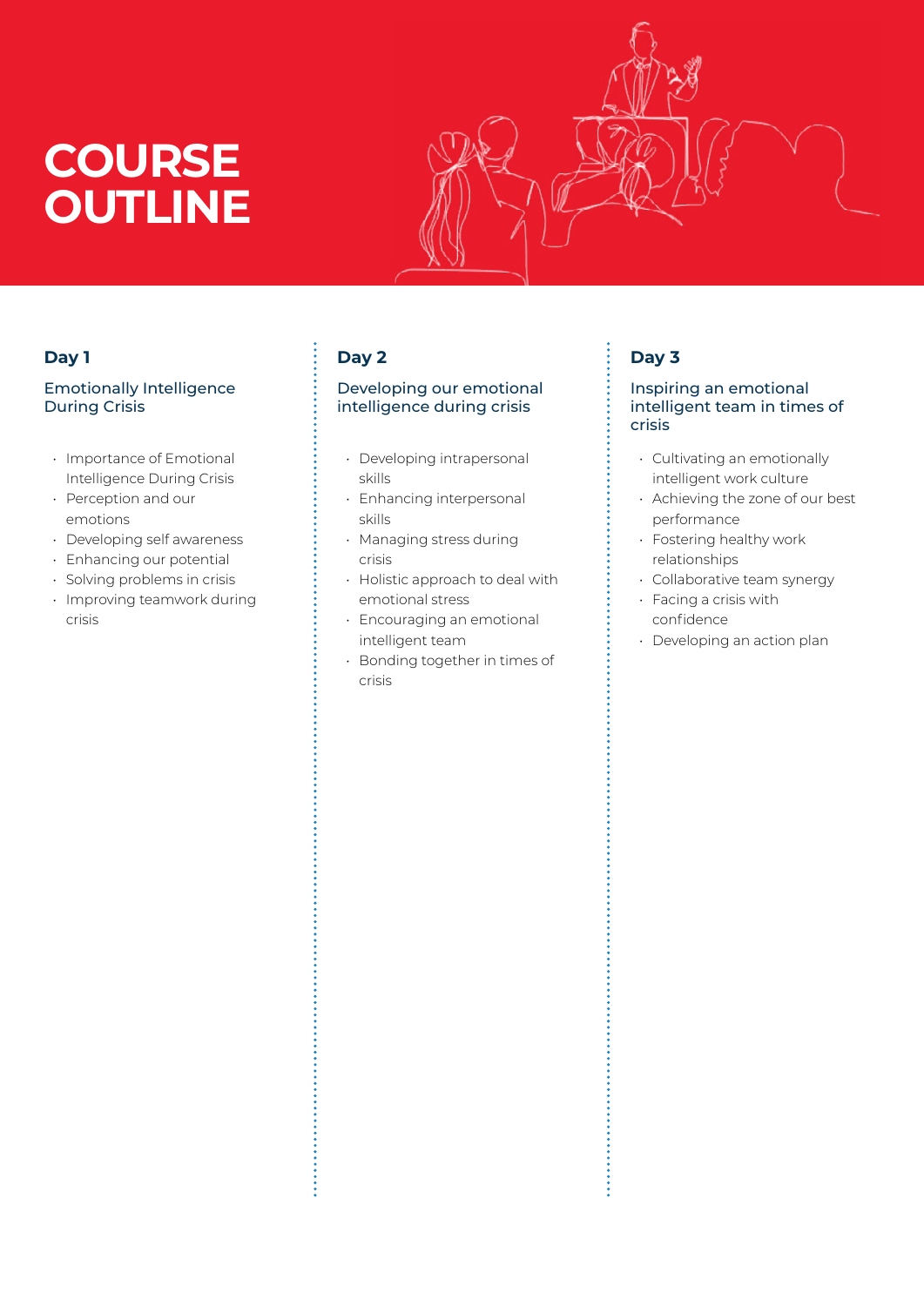# COURSE OUTLINE

## Day 1

### Emotionally Intelligence During Crisis

- Importance of Emotional Intelligence During Crisis
- Perception and our emotions
- Developing self awareness
- Enhancing our potential
- Solving problems in crisis
- Improving teamwork during crisis

## Day 2

### Developing our emotional intelligence during crisis

- Developing intrapersonal skills
- Enhancing interpersonal skills
- Managing stress during crisis
- Holistic approach to deal with emotional stress
- Encouraging an emotional intelligent team
- Bonding together in times of crisis

## Day 3

### Inspiring an emotional intelligent team in times of crisis

- Cultivating an emotionally intelligent work culture
- Achieving the zone of our best performance
- Fostering healthy work relationships
- Collaborative team synergy
- Facing a crisis with confidence
- Developing an action plan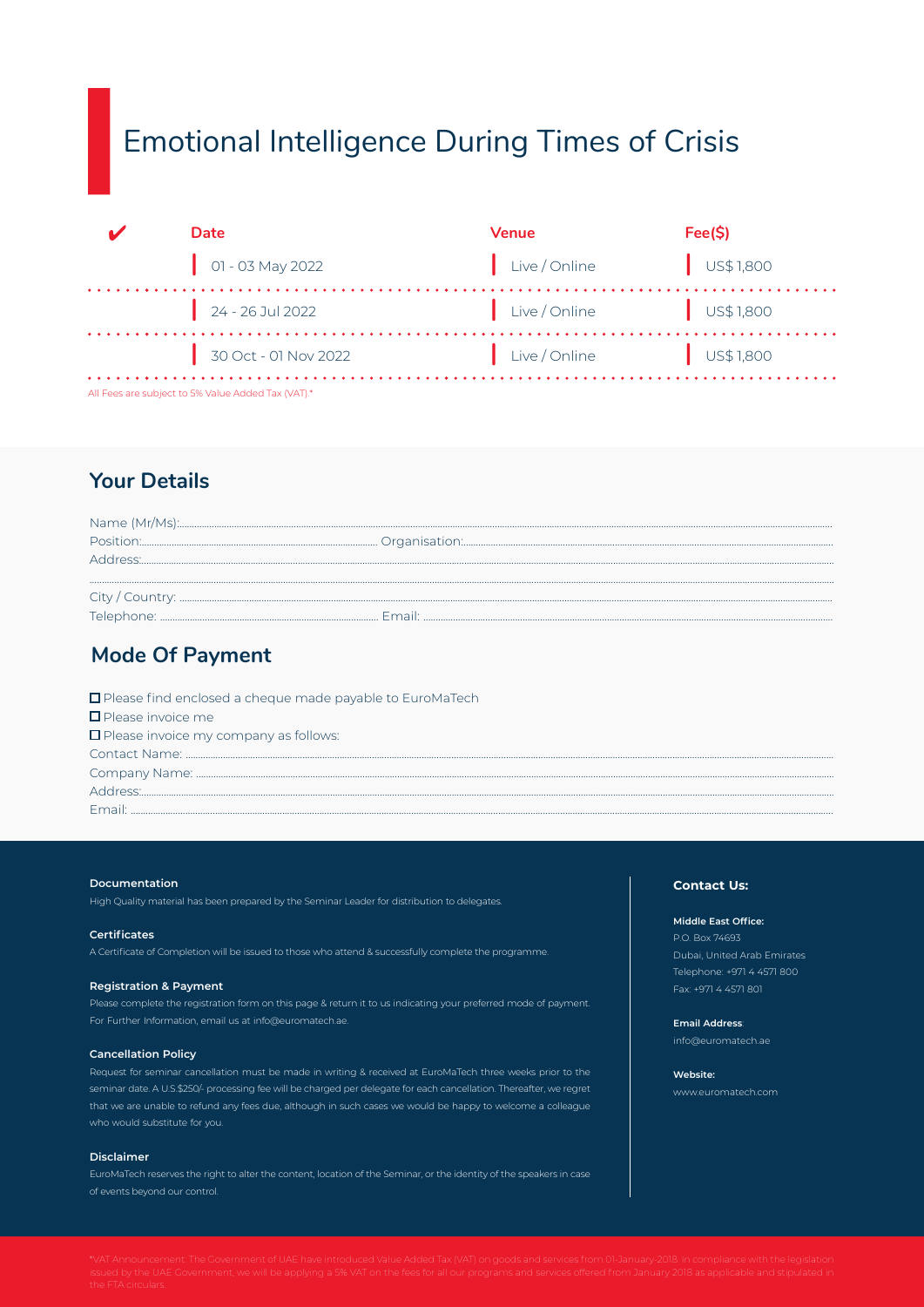# Emotional Intelligence During Times of Crisis

| ✔ | Date | Venue | Fee($) |
| --- | --- | --- | --- |
| | 01 - 03 May 2022 | Live / Online | US$ 1,800 |
| | 24 - 26 Jul 2022 | Live / Online | US$ 1,800 |
| | 30 Oct - 01 Nov 2022 | Live / Online | US$ 1,800 |

All Fees are subject to 5% Value Added Tax (VAT).*

## Your Details

Name (Mr/Ms):..........

Position:.......... Organisation:..........

Address:..........

..........

City / Country: ..........

Telephone: .......... Email: ..........

## Mode Of Payment

- ☐ Please find enclosed a cheque made payable to EuroMaTech
- ☐ Please invoice me
- ☐ Please invoice my company as follows:

Contact Name: ..........

Company Name: ..........

Address:..........

Email: ..........

**Documentation**

High Quality material has been prepared by the Seminar Leader for distribution to delegates.

**Certificates**

A Certificate of Completion will be issued to those who attend & successfully complete the programme.

**Registration & Payment**

Please complete the registration form on this page & return it to us indicating your preferred mode of payment. For Further Information, email us at info@euromatech.ae.

**Cancellation Policy**

Request for seminar cancellation must be made in writing & received at EuroMaTech three weeks prior to the seminar date. A U.S.$250/- processing fee will be charged per delegate for each cancellation. Thereafter, we regret that we are unable to refund any fees due, although in such cases we would be happy to welcome a colleague who would substitute for you.

**Disclaimer**

EuroMaTech reserves the right to alter the content, location of the Seminar, or the identity of the speakers in case of events beyond our control.

**Contact Us:**

**Middle East Office:**

P.O. Box 74693
Dubai, United Arab Emirates
Telephone: +971 4 4571 800
Fax: +971 4 4571 801

**Email Address**

info@euromatech.ae

**Website:**

www.euromatech.com

*VAT Announcement: The Government of UAE have introduced Value Added Tax (VAT) on goods and services from 01-January-2018. In compliance with the legislation issued by the UAE Government, we will be applying a 5% VAT on the fees for all our programs and services offered from January 2018 as applicable and stipulated in the FTA circulars.